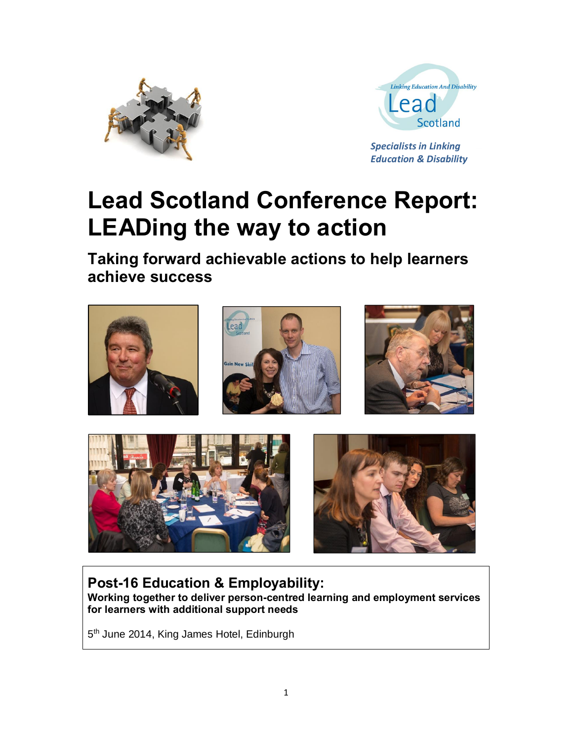Linking Education And Disability

Lead Scotland

*Specialists in Linking Education & Disability*

# Lead Scotland Conference Report: LEADing the way to action

## Taking forward achievable actions to help learners achieve success

**Post-16 Education & Employability:**

**Working together to deliver person-centred learning and employment services for learners with additional support needs**

5th June 2014, King James Hotel, Edinburgh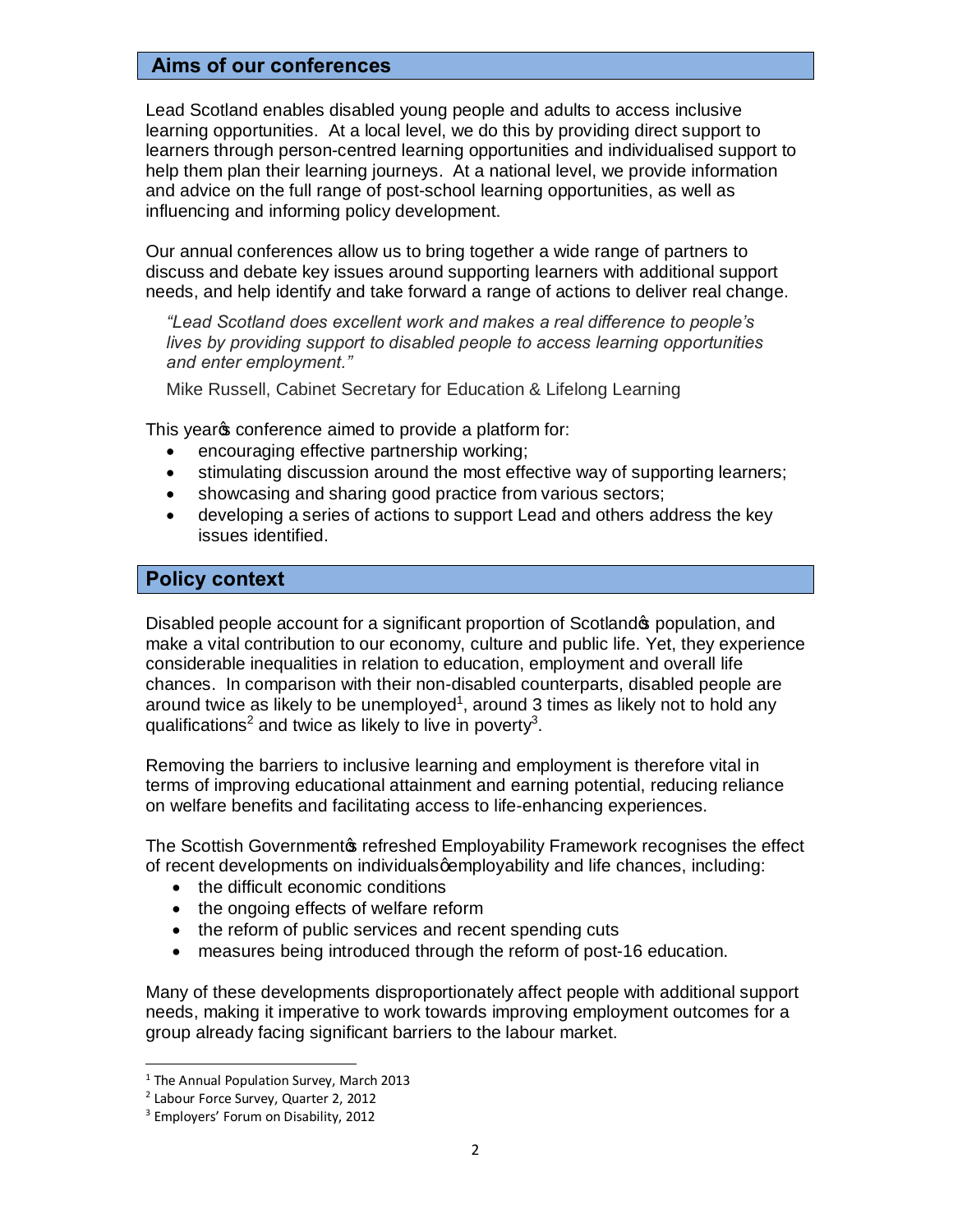## Aims of our conferences

Lead Scotland enables disabled young people and adults to access inclusive learning opportunities. At a local level, we do this by providing direct support to learners through person-centred learning opportunities and individualised support to help them plan their learning journeys. At a national level, we provide information and advice on the full range of post-school learning opportunities, as well as influencing and informing policy development.

Our annual conferences allow us to bring together a wide range of partners to discuss and debate key issues around supporting learners with additional support needs, and help identify and take forward a range of actions to deliver real change.

> *"Lead Scotland does excellent work and makes a real difference to people's lives by providing support to disabled people to access learning opportunities and enter employment."*
>
> Mike Russell, Cabinet Secretary for Education & Lifelong Learning

This year's conference aimed to provide a platform for:

- encouraging effective partnership working;
- stimulating discussion around the most effective way of supporting learners;
- showcasing and sharing good practice from various sectors;
- developing a series of actions to support Lead and others address the key issues identified.

## Policy context

Disabled people account for a significant proportion of Scotland's population, and make a vital contribution to our economy, culture and public life. Yet, they experience considerable inequalities in relation to education, employment and overall life chances. In comparison with their non-disabled counterparts, disabled people are around twice as likely to be unemployed[1], around 3 times as likely not to hold any qualifications[2] and twice as likely to live in poverty[3].

Removing the barriers to inclusive learning and employment is therefore vital in terms of improving educational attainment and earning potential, reducing reliance on welfare benefits and facilitating access to life-enhancing experiences.

The Scottish Government's refreshed Employability Framework recognises the effect of recent developments on individuals' employability and life chances, including:

- the difficult economic conditions
- the ongoing effects of welfare reform
- the reform of public services and recent spending cuts
- measures being introduced through the reform of post-16 education.

Many of these developments disproportionately affect people with additional support needs, making it imperative to work towards improving employment outcomes for a group already facing significant barriers to the labour market.

[1] The Annual Population Survey, March 2013

[2] Labour Force Survey, Quarter 2, 2012

[3] Employers' Forum on Disability, 2012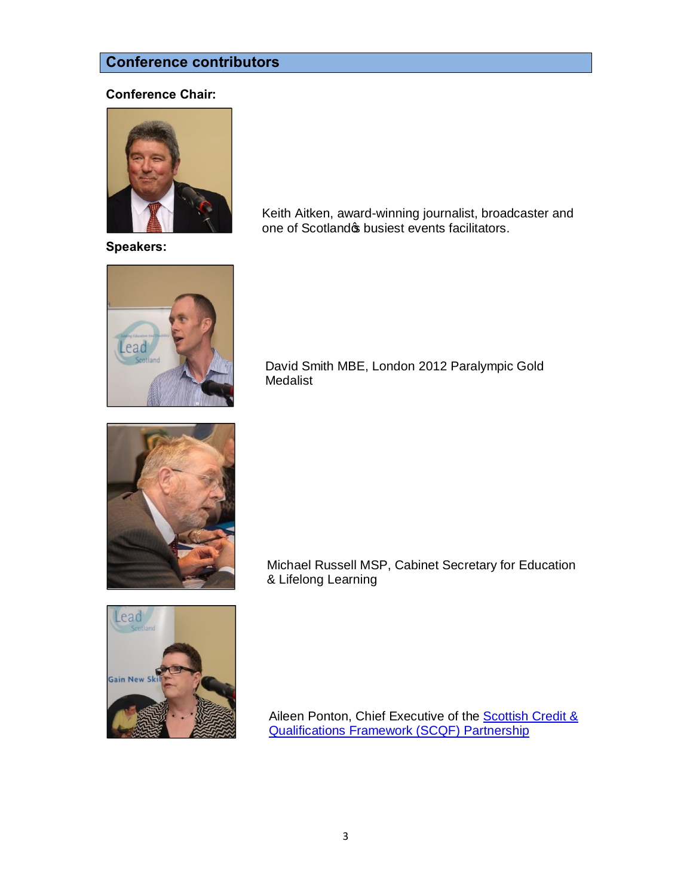## Conference contributors

**Conference Chair:**

Keith Aitken, award-winning journalist, broadcaster and one of Scotland's busiest events facilitators.

**Speakers:**

David Smith MBE, London 2012 Paralympic Gold Medalist

Michael Russell MSP, Cabinet Secretary for Education & Lifelong Learning

Aileen Ponton, Chief Executive of the Scottish Credit & Qualifications Framework (SCQF) Partnership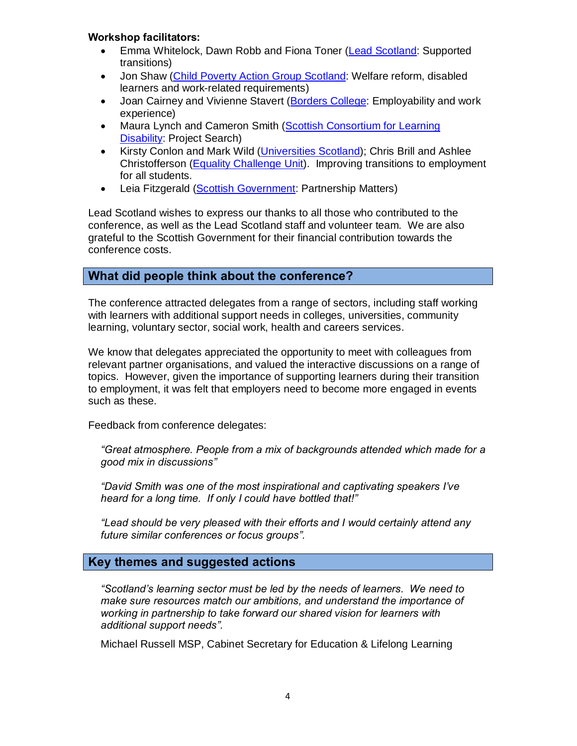**Workshop facilitators:**

- Emma Whitelock, Dawn Robb and Fiona Toner (Lead Scotland: Supported transitions)
- Jon Shaw (Child Poverty Action Group Scotland: Welfare reform, disabled learners and work-related requirements)
- Joan Cairney and Vivienne Stavert (Borders College: Employability and work experience)
- Maura Lynch and Cameron Smith (Scottish Consortium for Learning Disability: Project Search)
- Kirsty Conlon and Mark Wild (Universities Scotland); Chris Brill and Ashlee Christofferson (Equality Challenge Unit). Improving transitions to employment for all students.
- Leia Fitzgerald (Scottish Government: Partnership Matters)

Lead Scotland wishes to express our thanks to all those who contributed to the conference, as well as the Lead Scotland staff and volunteer team. We are also grateful to the Scottish Government for their financial contribution towards the conference costs.

## What did people think about the conference?

The conference attracted delegates from a range of sectors, including staff working with learners with additional support needs in colleges, universities, community learning, voluntary sector, social work, health and careers services.

We know that delegates appreciated the opportunity to meet with colleagues from relevant partner organisations, and valued the interactive discussions on a range of topics. However, given the importance of supporting learners during their transition to employment, it was felt that employers need to become more engaged in events such as these.

Feedback from conference delegates:

> *"Great atmosphere. People from a mix of backgrounds attended which made for a good mix in discussions"*
>
> *"David Smith was one of the most inspirational and captivating speakers I've heard for a long time. If only I could have bottled that!"*
>
> *"Lead should be very pleased with their efforts and I would certainly attend any future similar conferences or focus groups".*

## Key themes and suggested actions

> *"Scotland's learning sector must be led by the needs of learners. We need to make sure resources match our ambitions, and understand the importance of working in partnership to take forward our shared vision for learners with additional support needs".*
>
> Michael Russell MSP, Cabinet Secretary for Education & Lifelong Learning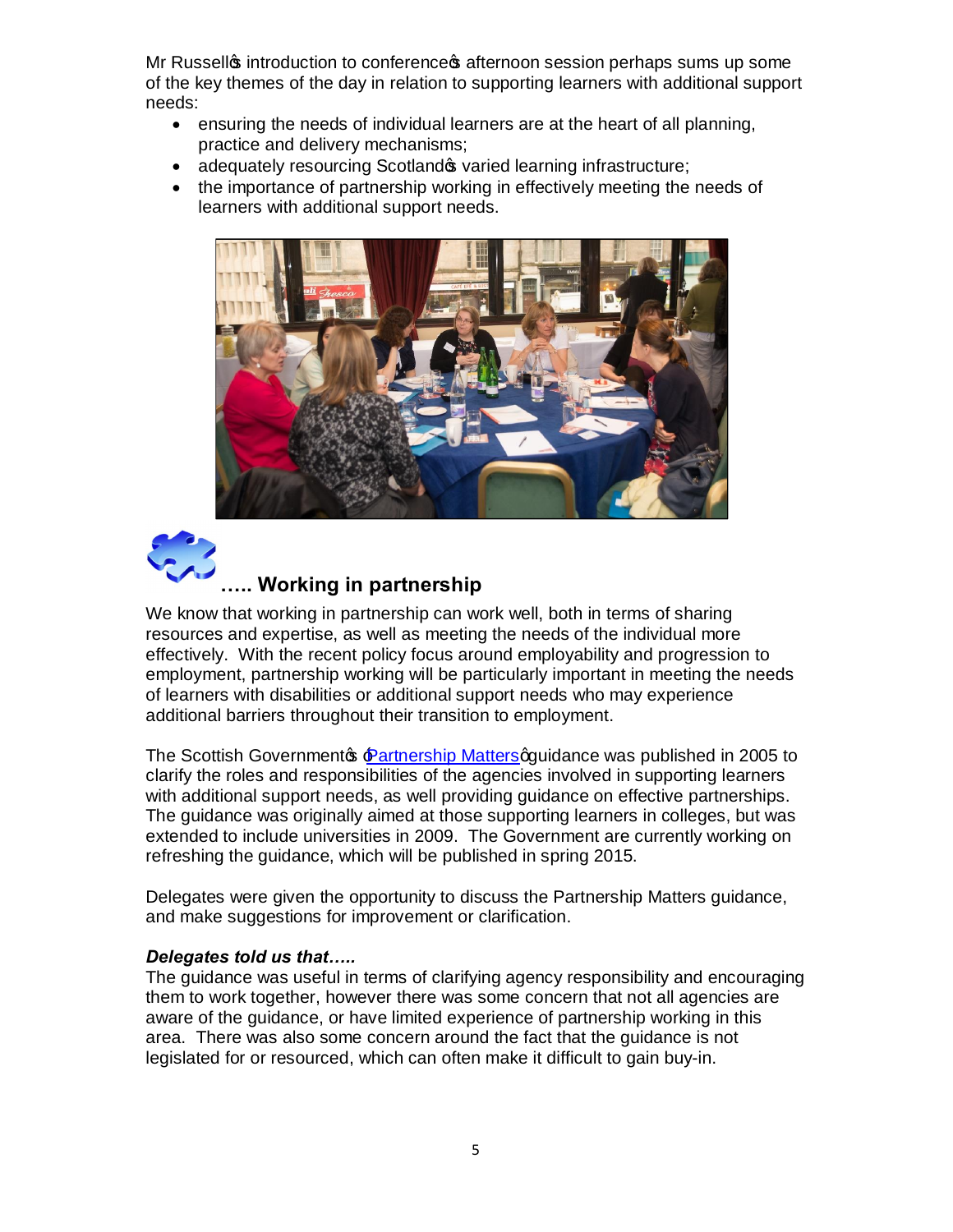Mr Russell's introduction to conference's afternoon session perhaps sums up some of the key themes of the day in relation to supporting learners with additional support needs:

- ensuring the needs of individual learners are at the heart of all planning, practice and delivery mechanisms;
- adequately resourcing Scotland's varied learning infrastructure;
- the importance of partnership working in effectively meeting the needs of learners with additional support needs.

## ….. Working in partnership

We know that working in partnership can work well, both in terms of sharing resources and expertise, as well as meeting the needs of the individual more effectively. With the recent policy focus around employability and progression to employment, partnership working will be particularly important in meeting the needs of learners with disabilities or additional support needs who may experience additional barriers throughout their transition to employment.

The Scottish Government's 'Partnership Matters' guidance was published in 2005 to clarify the roles and responsibilities of the agencies involved in supporting learners with additional support needs, as well providing guidance on effective partnerships. The guidance was originally aimed at those supporting learners in colleges, but was extended to include universities in 2009. The Government are currently working on refreshing the guidance, which will be published in spring 2015.

Delegates were given the opportunity to discuss the Partnership Matters guidance, and make suggestions for improvement or clarification.

***Delegates told us that…..***

The guidance was useful in terms of clarifying agency responsibility and encouraging them to work together, however there was some concern that not all agencies are aware of the guidance, or have limited experience of partnership working in this area. There was also some concern around the fact that the guidance is not legislated for or resourced, which can often make it difficult to gain buy-in.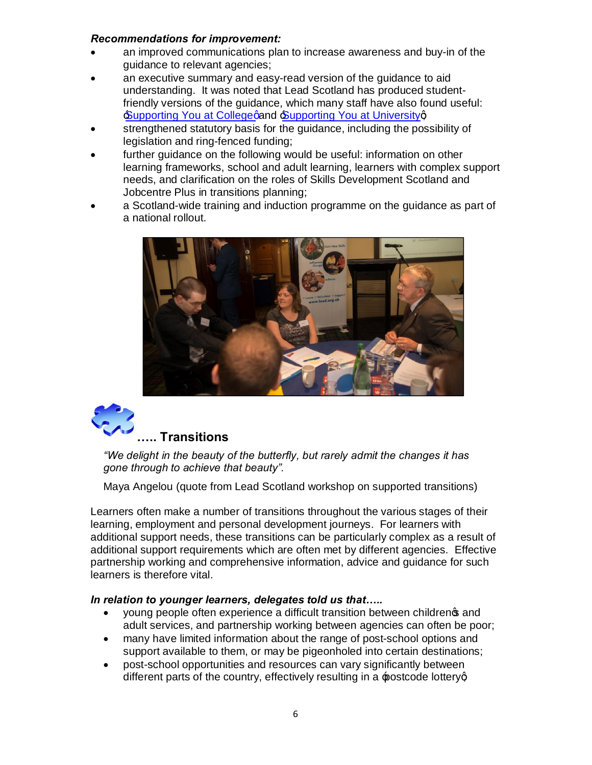***Recommendations for improvement:***

- an improved communications plan to increase awareness and buy-in of the guidance to relevant agencies;
- an executive summary and easy-read version of the guidance to aid understanding. It was noted that Lead Scotland has produced student-friendly versions of the guidance, which many staff have also found useful: 'Supporting You at College' and 'Supporting You at University';
- strengthened statutory basis for the guidance, including the possibility of legislation and ring-fenced funding;
- further guidance on the following would be useful: information on other learning frameworks, school and adult learning, learners with complex support needs, and clarification on the roles of Skills Development Scotland and Jobcentre Plus in transitions planning;
- a Scotland-wide training and induction programme on the guidance as part of a national rollout.

## ….. Transitions

*"We delight in the beauty of the butterfly, but rarely admit the changes it has gone through to achieve that beauty".*

Maya Angelou (quote from Lead Scotland workshop on supported transitions)

Learners often make a number of transitions throughout the various stages of their learning, employment and personal development journeys. For learners with additional support needs, these transitions can be particularly complex as a result of additional support requirements which are often met by different agencies. Effective partnership working and comprehensive information, advice and guidance for such learners is therefore vital.

***In relation to younger learners, delegates told us that…..***

- young people often experience a difficult transition between children's and adult services, and partnership working between agencies can often be poor;
- many have limited information about the range of post-school options and support available to them, or may be pigeonholed into certain destinations;
- post-school opportunities and resources can vary significantly between different parts of the country, effectively resulting in a 'postcode lottery';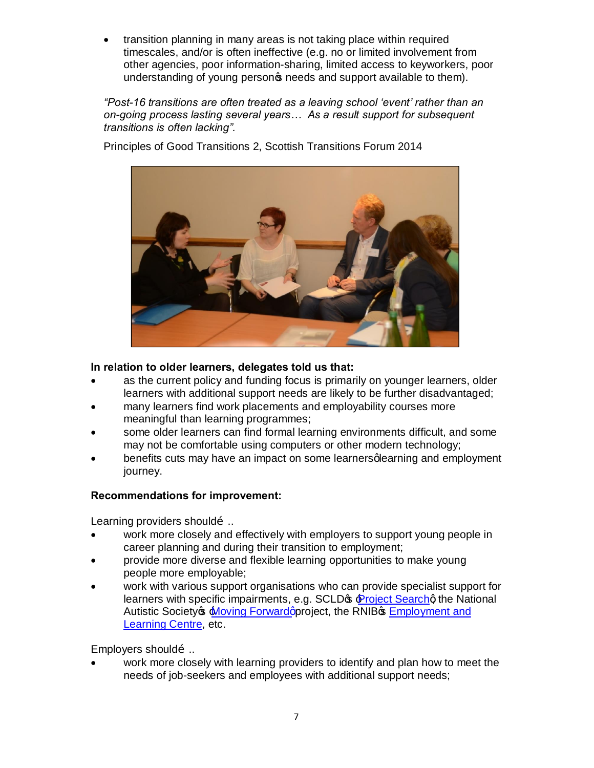- transition planning in many areas is not taking place within required timescales, and/or is often ineffective (e.g. no or limited involvement from other agencies, poor information-sharing, limited access to keyworkers, poor understanding of young person's needs and support available to them).

*"Post-16 transitions are often treated as a leaving school 'event' rather than an on-going process lasting several years… As a result support for subsequent transitions is often lacking".*

Principles of Good Transitions 2, Scottish Transitions Forum 2014

**In relation to older learners, delegates told us that:**

- as the current policy and funding focus is primarily on younger learners, older learners with additional support needs are likely to be further disadvantaged;
- many learners find work placements and employability courses more meaningful than learning programmes;
- some older learners can find formal learning environments difficult, and some may not be comfortable using computers or other modern technology;
- benefits cuts may have an impact on some learners' learning and employment journey.

**Recommendations for improvement:**

Learning providers should…

- work more closely and effectively with employers to support young people in career planning and during their transition to employment;
- provide more diverse and flexible learning opportunities to make young people more employable;
- work with various support organisations who can provide specialist support for learners with specific impairments, e.g. SCLD's 'Project Search', the National Autistic Society's 'Moving Forward' project, the RNIB's Employment and Learning Centre, etc.

Employers should…

- work more closely with learning providers to identify and plan how to meet the needs of job-seekers and employees with additional support needs;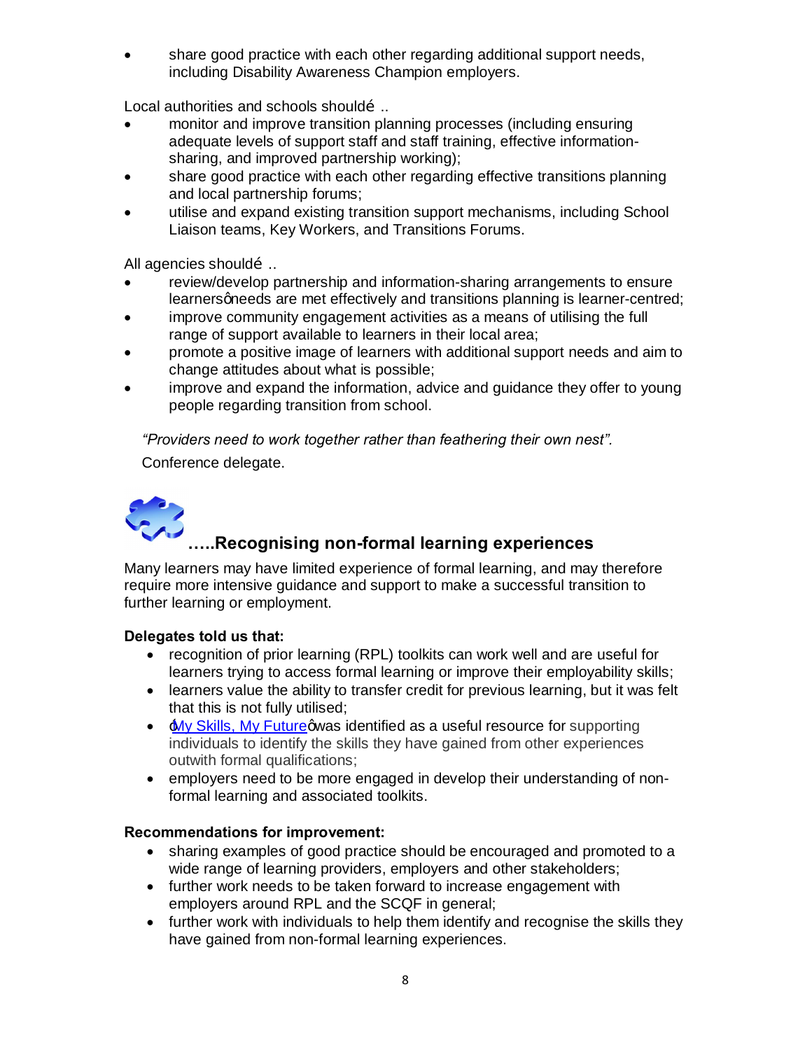- share good practice with each other regarding additional support needs, including Disability Awareness Champion employers.

Local authorities and schools shouldé ..

- monitor and improve transition planning processes (including ensuring adequate levels of support staff and staff training, effective information-sharing, and improved partnership working);
- share good practice with each other regarding effective transitions planning and local partnership forums;
- utilise and expand existing transition support mechanisms, including School Liaison teams, Key Workers, and Transitions Forums.

All agencies shouldé ..

- review/develop partnership and information-sharing arrangements to ensure learnersφneeds are met effectively and transitions planning is learner-centred;
- improve community engagement activities as a means of utilising the full range of support available to learners in their local area;
- promote a positive image of learners with additional support needs and aim to change attitudes about what is possible;
- improve and expand the information, advice and guidance they offer to young people regarding transition from school.

*"Providers need to work together rather than feathering their own nest".*

Conference delegate.

## …..Recognising non-formal learning experiences

Many learners may have limited experience of formal learning, and may therefore require more intensive guidance and support to make a successful transition to further learning or employment.

**Delegates told us that:**

- recognition of prior learning (RPL) toolkits can work well and are useful for learners trying to access formal learning or improve their employability skills;
- learners value the ability to transfer credit for previous learning, but it was felt that this is not fully utilised;
- ‘My Skills, My Future’ was identified as a useful resource for supporting individuals to identify the skills they have gained from other experiences outwith formal qualifications;
- employers need to be more engaged in develop their understanding of non-formal learning and associated toolkits.

**Recommendations for improvement:**

- sharing examples of good practice should be encouraged and promoted to a wide range of learning providers, employers and other stakeholders;
- further work needs to be taken forward to increase engagement with employers around RPL and the SCQF in general;
- further work with individuals to help them identify and recognise the skills they have gained from non-formal learning experiences.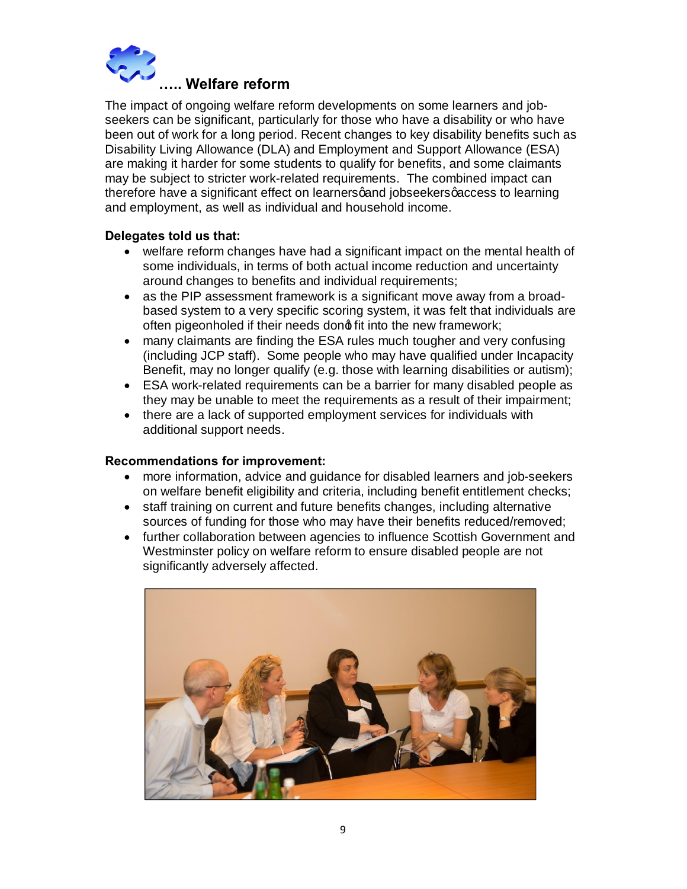## ….. Welfare reform

The impact of ongoing welfare reform developments on some learners and job-seekers can be significant, particularly for those who have a disability or who have been out of work for a long period. Recent changes to key disability benefits such as Disability Living Allowance (DLA) and Employment and Support Allowance (ESA) are making it harder for some students to qualify for benefits, and some claimants may be subject to stricter work-related requirements. The combined impact can therefore have a significant effect on learnersφand jobseekersφaccess to learning and employment, as well as individual and household income.

**Delegates told us that:**

- welfare reform changes have had a significant impact on the mental health of some individuals, in terms of both actual income reduction and uncertainty around changes to benefits and individual requirements;
- as the PIP assessment framework is a significant move away from a broad-based system to a very specific scoring system, it was felt that individuals are often pigeonholed if their needs donφ fit into the new framework;
- many claimants are finding the ESA rules much tougher and very confusing (including JCP staff). Some people who may have qualified under Incapacity Benefit, may no longer qualify (e.g. those with learning disabilities or autism);
- ESA work-related requirements can be a barrier for many disabled people as they may be unable to meet the requirements as a result of their impairment;
- there are a lack of supported employment services for individuals with additional support needs.

**Recommendations for improvement:**

- more information, advice and guidance for disabled learners and job-seekers on welfare benefit eligibility and criteria, including benefit entitlement checks;
- staff training on current and future benefits changes, including alternative sources of funding for those who may have their benefits reduced/removed;
- further collaboration between agencies to influence Scottish Government and Westminster policy on welfare reform to ensure disabled people are not significantly adversely affected.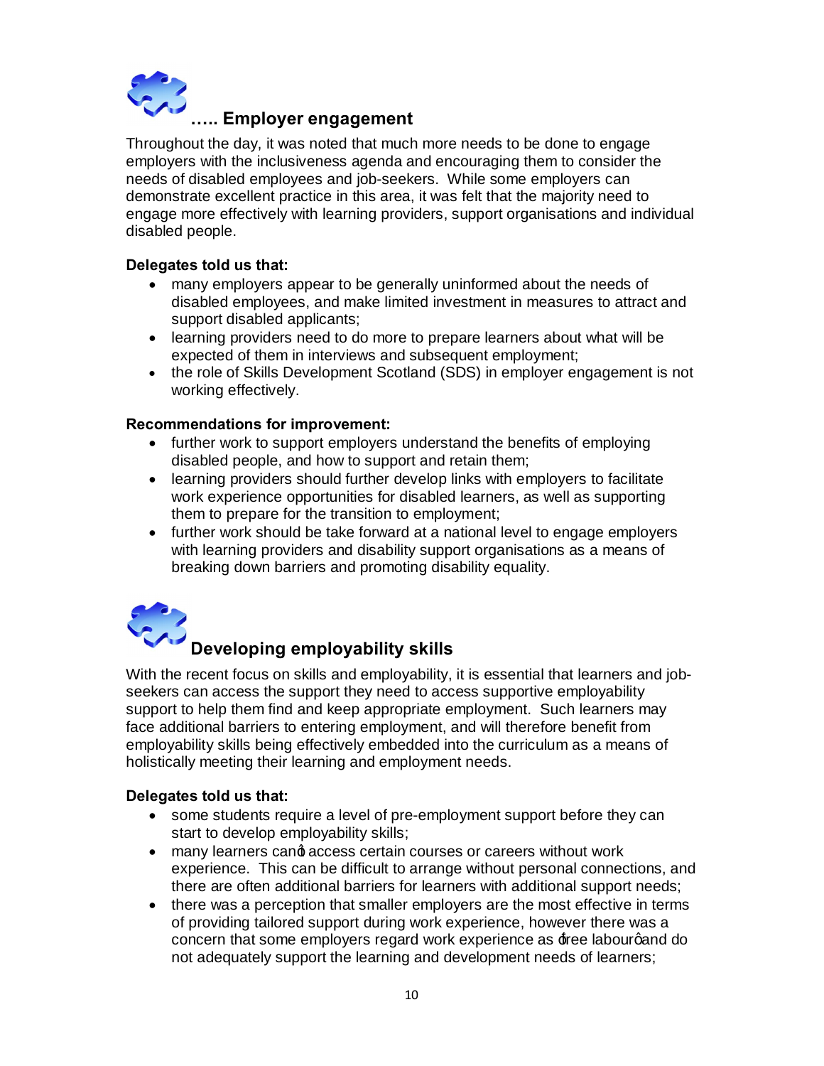## ….. Employer engagement

Throughout the day, it was noted that much more needs to be done to engage employers with the inclusiveness agenda and encouraging them to consider the needs of disabled employees and job-seekers. While some employers can demonstrate excellent practice in this area, it was felt that the majority need to engage more effectively with learning providers, support organisations and individual disabled people.

**Delegates told us that:**

- many employers appear to be generally uninformed about the needs of disabled employees, and make limited investment in measures to attract and support disabled applicants;
- learning providers need to do more to prepare learners about what will be expected of them in interviews and subsequent employment;
- the role of Skills Development Scotland (SDS) in employer engagement is not working effectively.

**Recommendations for improvement:**

- further work to support employers understand the benefits of employing disabled people, and how to support and retain them;
- learning providers should further develop links with employers to facilitate work experience opportunities for disabled learners, as well as supporting them to prepare for the transition to employment;
- further work should be take forward at a national level to engage employers with learning providers and disability support organisations as a means of breaking down barriers and promoting disability equality.

## Developing employability skills

With the recent focus on skills and employability, it is essential that learners and job-seekers can access the support they need to access supportive employability support to help them find and keep appropriate employment. Such learners may face additional barriers to entering employment, and will therefore benefit from employability skills being effectively embedded into the curriculum as a means of holistically meeting their learning and employment needs.

**Delegates told us that:**

- some students require a level of pre-employment support before they can start to develop employability skills;
- many learners can't access certain courses or careers without work experience. This can be difficult to arrange without personal connections, and there are often additional barriers for learners with additional support needs;
- there was a perception that smaller employers are the most effective in terms of providing tailored support during work experience, however there was a concern that some employers regard work experience as 'free labour' and do not adequately support the learning and development needs of learners;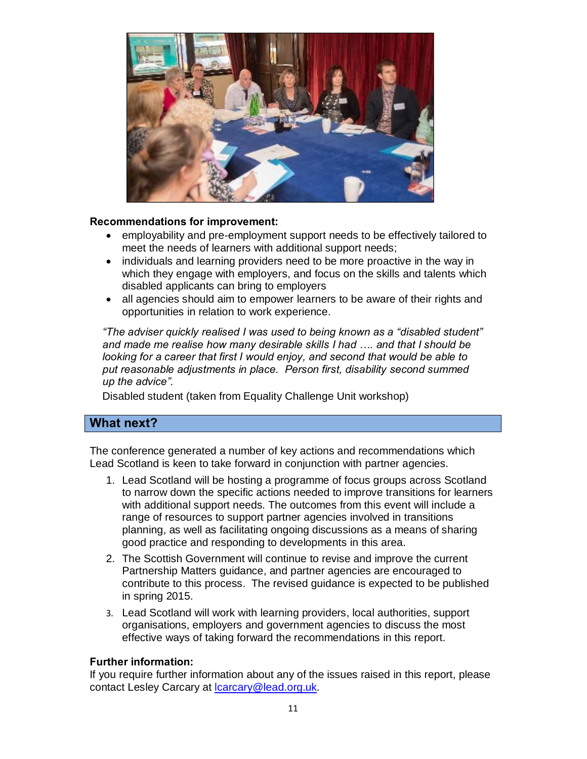**Recommendations for improvement:**

- employability and pre-employment support needs to be effectively tailored to meet the needs of learners with additional support needs;
- individuals and learning providers need to be more proactive in the way in which they engage with employers, and focus on the skills and talents which disabled applicants can bring to employers
- all agencies should aim to empower learners to be aware of their rights and opportunities in relation to work experience.

*"The adviser quickly realised I was used to being known as a "disabled student" and made me realise how many desirable skills I had …. and that I should be looking for a career that first I would enjoy, and second that would be able to put reasonable adjustments in place. Person first, disability second summed up the advice".*

Disabled student (taken from Equality Challenge Unit workshop)

## What next?

The conference generated a number of key actions and recommendations which Lead Scotland is keen to take forward in conjunction with partner agencies.

1. Lead Scotland will be hosting a programme of focus groups across Scotland to narrow down the specific actions needed to improve transitions for learners with additional support needs. The outcomes from this event will include a range of resources to support partner agencies involved in transitions planning, as well as facilitating ongoing discussions as a means of sharing good practice and responding to developments in this area.
2. The Scottish Government will continue to revise and improve the current Partnership Matters guidance, and partner agencies are encouraged to contribute to this process. The revised guidance is expected to be published in spring 2015.
3. Lead Scotland will work with learning providers, local authorities, support organisations, employers and government agencies to discuss the most effective ways of taking forward the recommendations in this report.

**Further information:**

If you require further information about any of the issues raised in this report, please contact Lesley Carcary at lcarcary@lead.org.uk.